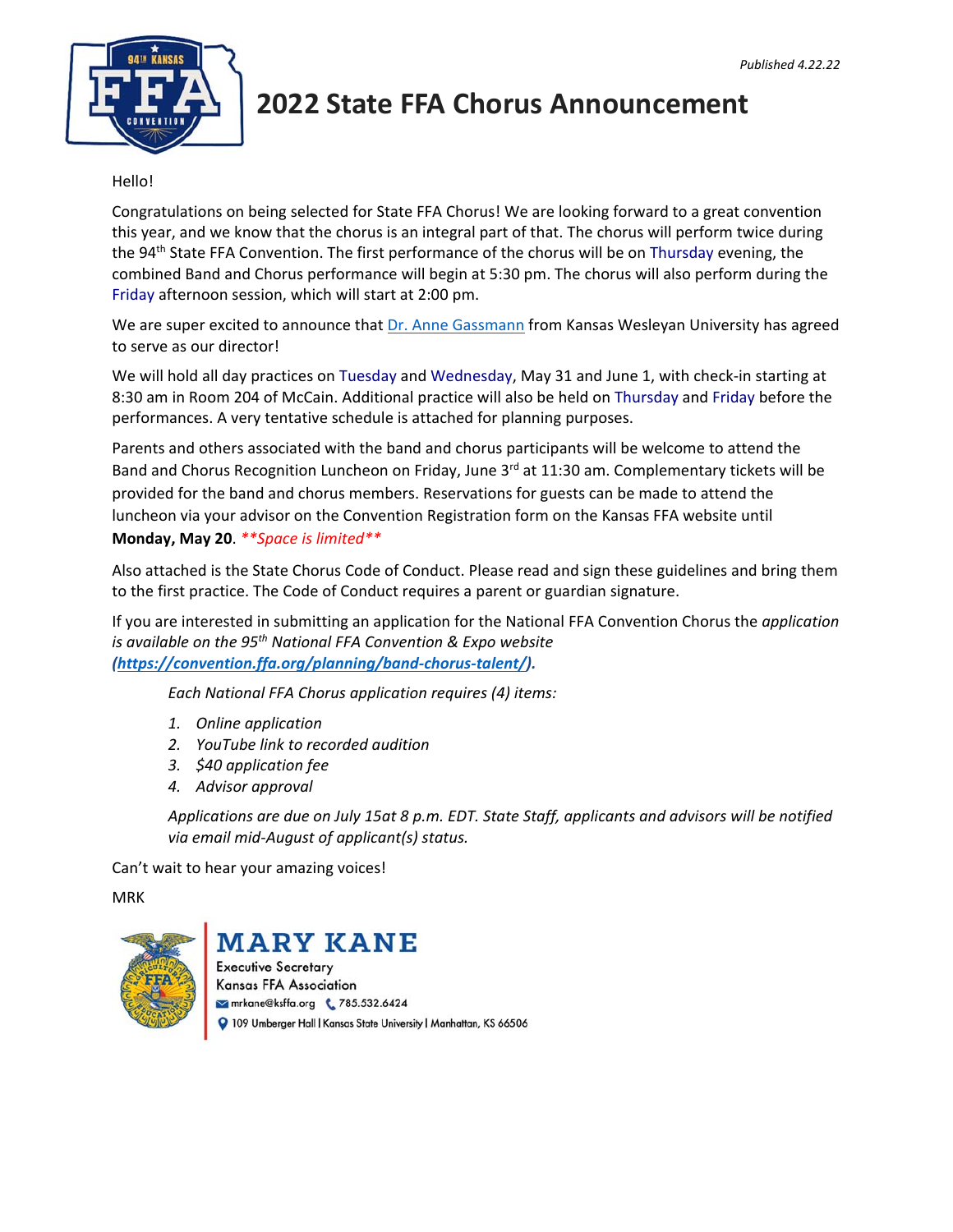*Published 4.22.22*

# 2022 State FFA Chorus Announcement

Hello!

Congratulations on being selected for State FFA Chorus! We are looking forward to a great convention this year, and we know that the chorus is an integral part of that. The chorus will perform twice during the 94th State FFA Convention. The first performance of the chorus will be on Thursday evening, the combined Band and Chorus performance will begin at 5:30 pm. The chorus will also perform during the Friday afternoon session, which will start at 2:00 pm.

We are super excited to announce that Dr. Anne Gassmann from Kansas Wesleyan University has agreed to serve as our director!

We will hold all day practices on Tuesday and Wednesday, May 31 and June 1, with check-in starting at 8:30 am in Room 204 of McCain. Additional practice will also be held on Thursday and Friday before the performances. A very tentative schedule is attached for planning purposes.

Parents and others associated with the band and chorus participants will be welcome to attend the Band and Chorus Recognition Luncheon on Friday, June 3rd at 11:30 am. Complementary tickets will be provided for the band and chorus members. Reservations for guests can be made to attend the luncheon via your advisor on the Convention Registration form on the Kansas FFA website until **Monday, May 20**. ***Space is limited***

Also attached is the State Chorus Code of Conduct. Please read and sign these guidelines and bring them to the first practice. The Code of Conduct requires a parent or guardian signature.

If you are interested in submitting an application for the National FFA Convention Chorus the *application is available on the 95th National FFA Convention & Expo website* ***(https://convention.ffa.org/planning/band-chorus-talent/).***

> *Each National FFA Chorus application requires (4) items:*
>
> 1. *Online application*
> 2. *YouTube link to recorded audition*
> 3. *$40 application fee*
> 4. *Advisor approval*
>
> *Applications are due on July 15at 8 p.m. EDT. State Staff, applicants and advisors will be notified via email mid-August of applicant(s) status.*

Can't wait to hear your amazing voices!

MRK

**MARY KANE**
Executive Secretary
Kansas FFA Association
mrkane@ksffa.org 785.532.6424
109 Umberger Hall | Kansas State University | Manhattan, KS 66506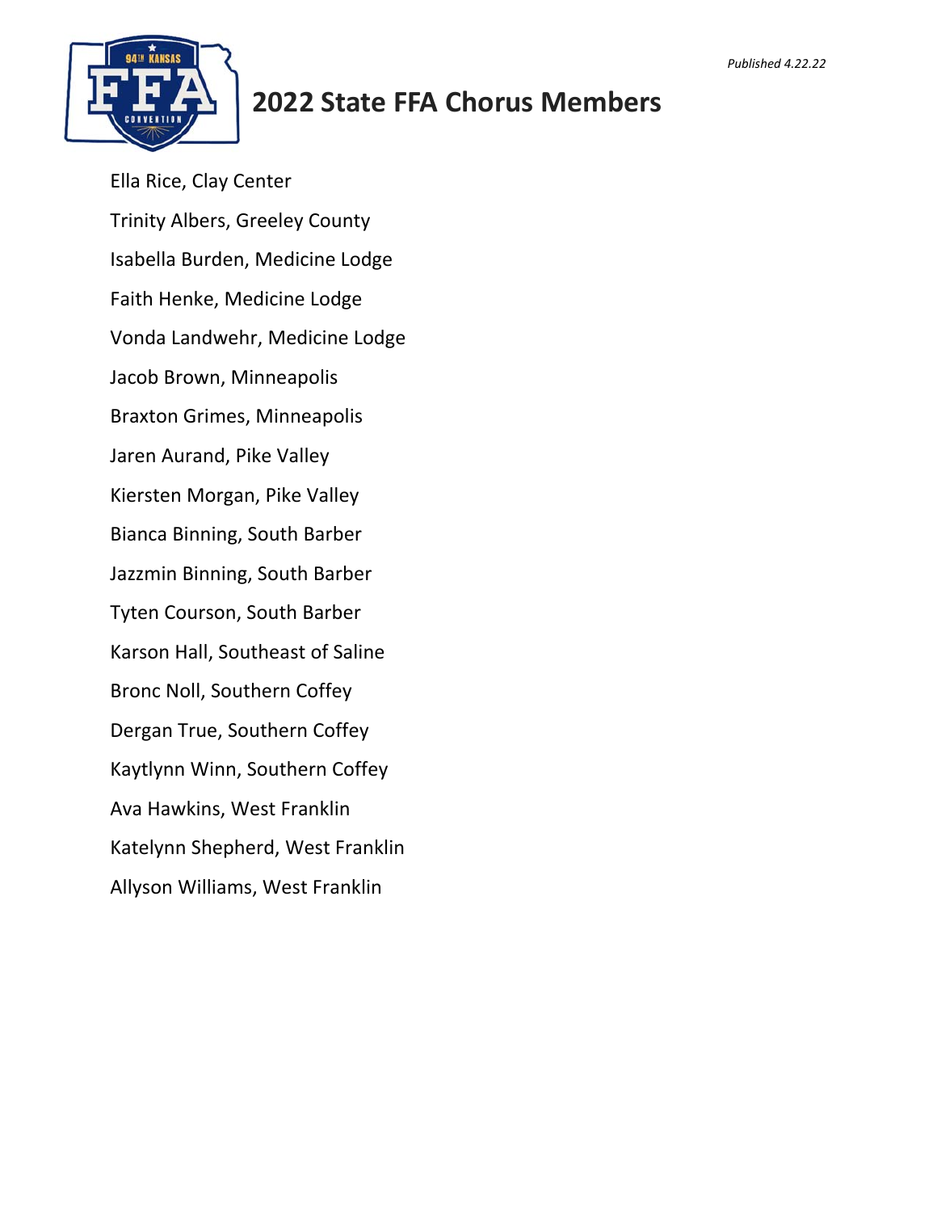*Published 4.22.22*

# 2022 State FFA Chorus Members

Ella Rice, Clay Center

Trinity Albers, Greeley County

Isabella Burden, Medicine Lodge

Faith Henke, Medicine Lodge

Vonda Landwehr, Medicine Lodge

Jacob Brown, Minneapolis

Braxton Grimes, Minneapolis

Jaren Aurand, Pike Valley

Kiersten Morgan, Pike Valley

Bianca Binning, South Barber

Jazzmin Binning, South Barber

Tyten Courson, South Barber

Karson Hall, Southeast of Saline

Bronc Noll, Southern Coffey

Dergan True, Southern Coffey

Kaytlynn Winn, Southern Coffey

Ava Hawkins, West Franklin

Katelynn Shepherd, West Franklin

Allyson Williams, West Franklin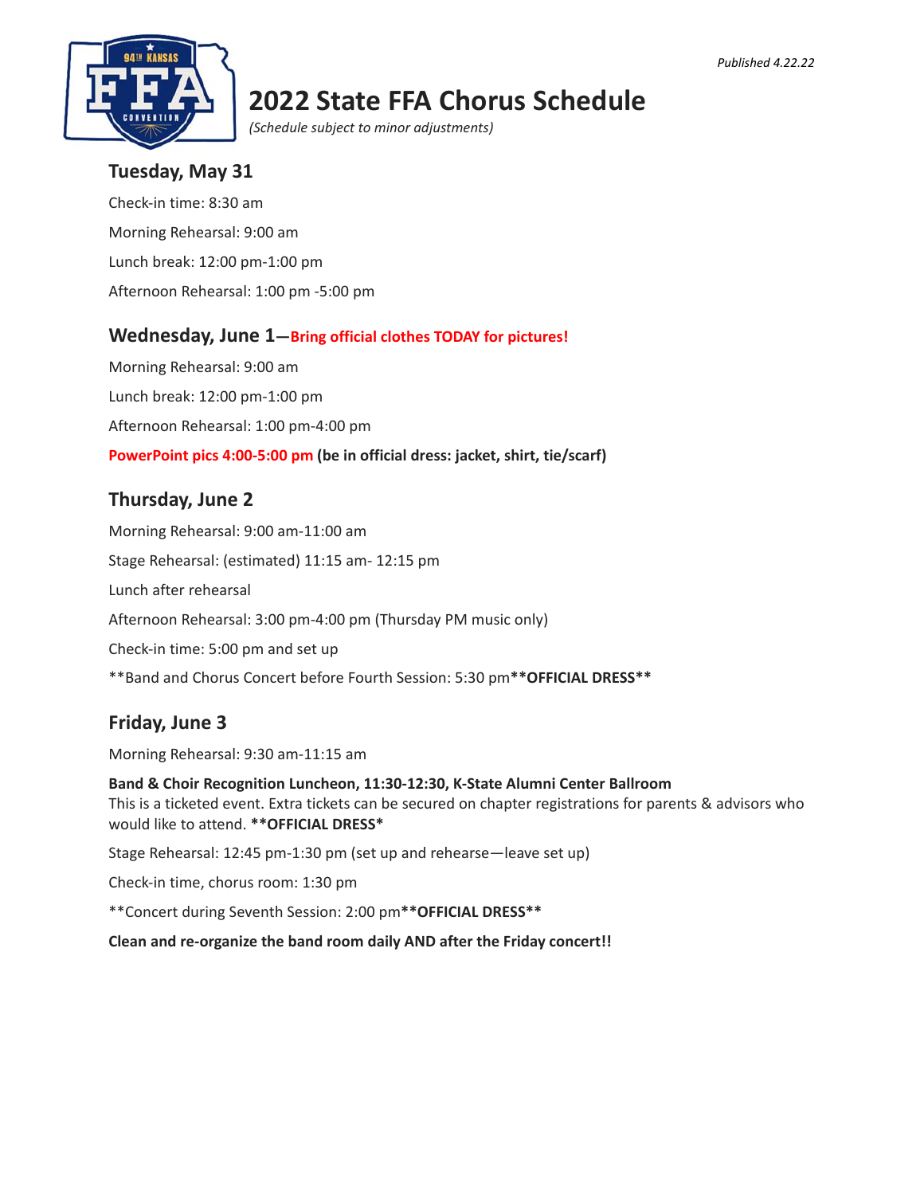*Published 4.22.22*

# 2022 State FFA Chorus Schedule

*(Schedule subject to minor adjustments)*

## Tuesday, May 31

Check-in time: 8:30 am

Morning Rehearsal: 9:00 am

Lunch break: 12:00 pm-1:00 pm

Afternoon Rehearsal: 1:00 pm -5:00 pm

## Wednesday, June 1—**Bring official clothes TODAY for pictures!**

Morning Rehearsal: 9:00 am

Lunch break: 12:00 pm-1:00 pm

Afternoon Rehearsal: 1:00 pm-4:00 pm

**PowerPoint pics 4:00-5:00 pm (be in official dress: jacket, shirt, tie/scarf)**

## Thursday, June 2

Morning Rehearsal: 9:00 am-11:00 am

Stage Rehearsal: (estimated) 11:15 am- 12:15 pm

Lunch after rehearsal

Afternoon Rehearsal: 3:00 pm-4:00 pm (Thursday PM music only)

Check-in time: 5:00 pm and set up

**Band and Chorus Concert before Fourth Session: 5:30 pm**\*\*OFFICIAL DRESS\*\***

## Friday, June 3

Morning Rehearsal: 9:30 am-11:15 am

**Band & Choir Recognition Luncheon, 11:30-12:30, K-State Alumni Center Ballroom**
This is a ticketed event. Extra tickets can be secured on chapter registrations for parents & advisors who would like to attend. **\*\*OFFICIAL DRESS\***

Stage Rehearsal: 12:45 pm-1:30 pm (set up and rehearse—leave set up)

Check-in time, chorus room: 1:30 pm

**Concert during Seventh Session: 2:00 pm**\*\*OFFICIAL DRESS\*\***

**Clean and re-organize the band room daily AND after the Friday concert!!**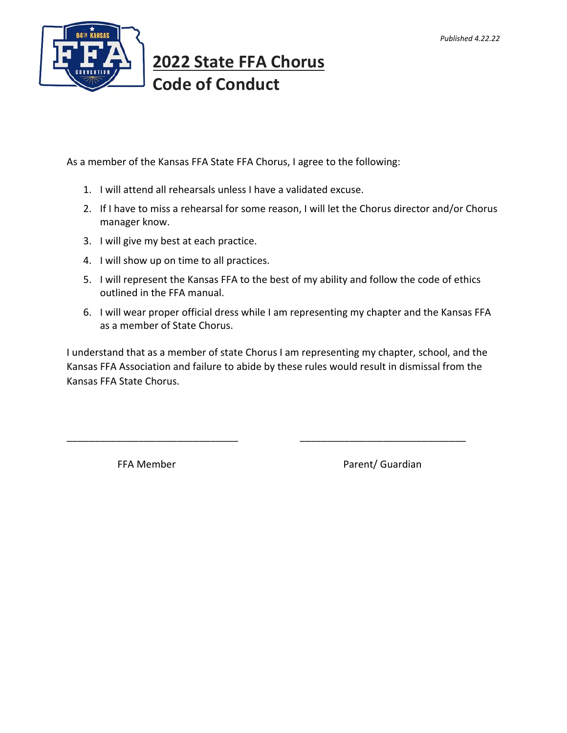*Published 4.22.22*

# 2022 State FFA Chorus Code of Conduct

As a member of the Kansas FFA State FFA Chorus, I agree to the following:

1. I will attend all rehearsals unless I have a validated excuse.
2. If I have to miss a rehearsal for some reason, I will let the Chorus director and/or Chorus manager know.
3. I will give my best at each practice.
4. I will show up on time to all practices.
5. I will represent the Kansas FFA to the best of my ability and follow the code of ethics outlined in the FFA manual.
6. I will wear proper official dress while I am representing my chapter and the Kansas FFA as a member of State Chorus.

I understand that as a member of state Chorus I am representing my chapter, school, and the Kansas FFA Association and failure to abide by these rules would result in dismissal from the Kansas FFA State Chorus.

_______________________________ _______________________________

FFA Member Parent/ Guardian